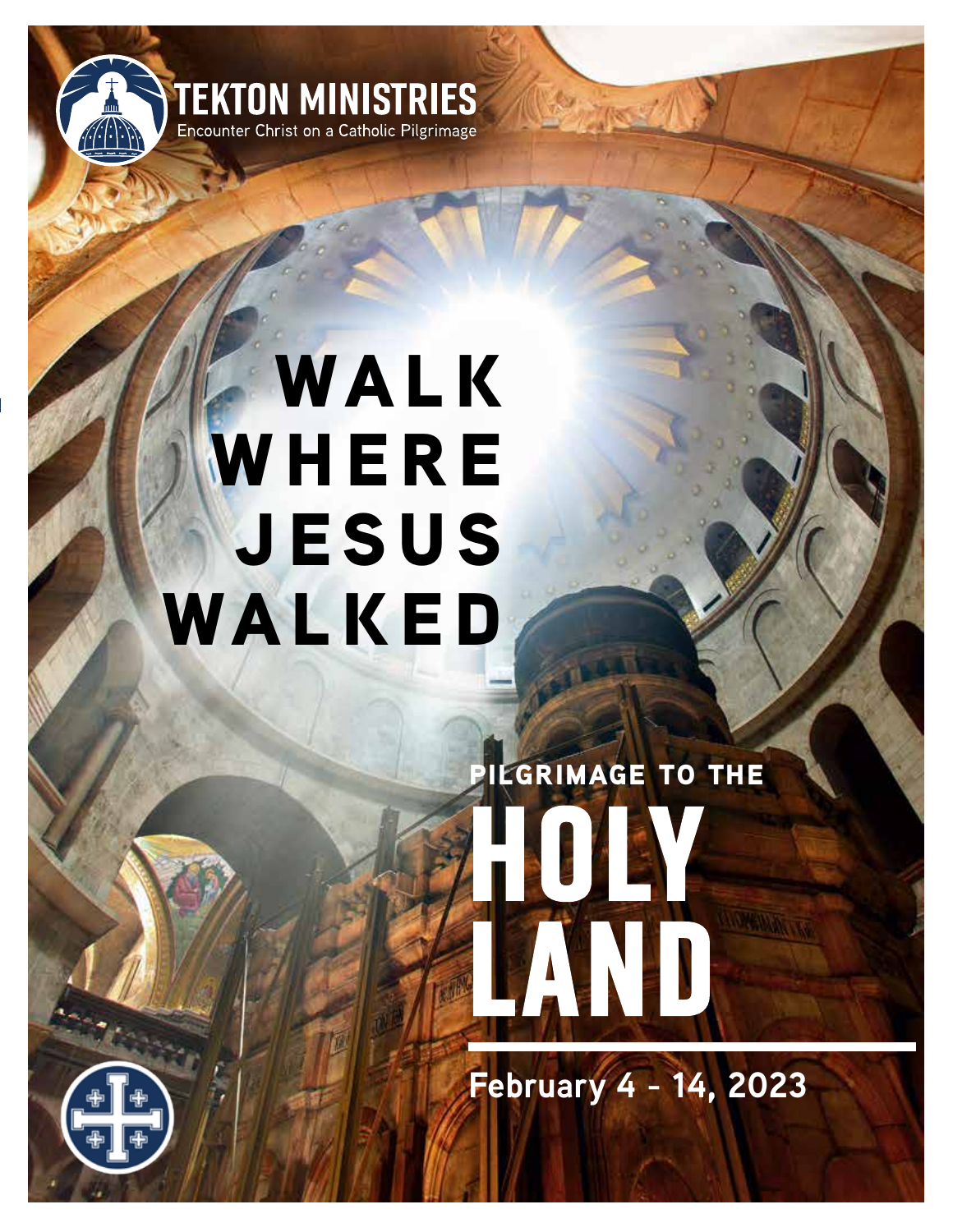TEKTON MINISTRIES

Encounter Christ on a Catholic Pilgrimage

# WALK WHERE JESUS WALKED

## PILGRIMAGE TO THE HOLY LAND

**February 4 - 14, 2023**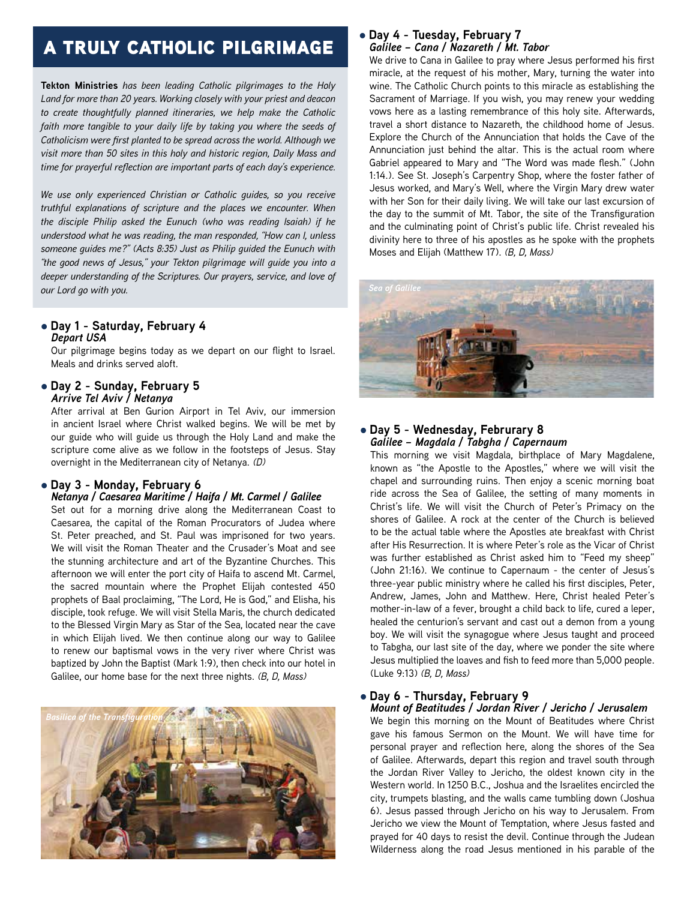# A TRULY CATHOLIC PILGRIMAGE

**Tekton Ministries** *has been leading Catholic pilgrimages to the Holy Land for more than 20 years. Working closely with your priest and deacon to create thoughtfully planned itineraries, we help make the Catholic faith more tangible to your daily life by taking you where the seeds of Catholicism were first planted to be spread across the world. Although we visit more than 50 sites in this holy and historic region, Daily Mass and time for prayerful reflection are important parts of each day's experience.*

*We use only experienced Christian or Catholic guides, so you receive truthful explanations of scripture and the places we encounter. When the disciple Philip asked the Eunuch (who was reading Isaiah) if he understood what he was reading, the man responded, "How can I, unless someone guides me?" (Acts 8:35) Just as Philip guided the Eunuch with "the good news of Jesus," your Tekton pilgrimage will guide you into a deeper understanding of the Scriptures. Our prayers, service, and love of our Lord go with you.*

- **Day 1 - Saturday, February 4**
  ***Depart USA***

Our pilgrimage begins today as we depart on our flight to Israel. Meals and drinks served aloft.

- **Day 2 - Sunday, February 5**
  ***Arrive Tel Aviv / Netanya***

After arrival at Ben Gurion Airport in Tel Aviv, our immersion in ancient Israel where Christ walked begins. We will be met by our guide who will guide us through the Holy Land and make the scripture come alive as we follow in the footsteps of Jesus. Stay overnight in the Mediterranean city of Netanya. *(D)*

- **Day 3 - Monday, February 6**
  ***Netanya / Caesarea Maritime / Haifa / Mt. Carmel / Galilee***

Set out for a morning drive along the Mediterranean Coast to Caesarea, the capital of the Roman Procurators of Judea where St. Peter preached, and St. Paul was imprisoned for two years. We will visit the Roman Theater and the Crusader's Moat and see the stunning architecture and art of the Byzantine Churches. This afternoon we will enter the port city of Haifa to ascend Mt. Carmel, the sacred mountain where the Prophet Elijah contested 450 prophets of Baal proclaiming, "The Lord, He is God," and Elisha, his disciple, took refuge. We will visit Stella Maris, the church dedicated to the Blessed Virgin Mary as Star of the Sea, located near the cave in which Elijah lived. We then continue along our way to Galilee to renew our baptismal vows in the very river where Christ was baptized by John the Baptist (Mark 1:9), then check into our hotel in Galilee, our home base for the next three nights. *(B, D, Mass)*

*Basilica of the Transfiguration*

- **Day 4 - Tuesday, February 7**
  ***Galilee – Cana / Nazareth / Mt. Tabor***

We drive to Cana in Galilee to pray where Jesus performed his first miracle, at the request of his mother, Mary, turning the water into wine. The Catholic Church points to this miracle as establishing the Sacrament of Marriage. If you wish, you may renew your wedding vows here as a lasting remembrance of this holy site. Afterwards, travel a short distance to Nazareth, the childhood home of Jesus. Explore the Church of the Annunciation that holds the Cave of the Annunciation just behind the altar. This is the actual room where Gabriel appeared to Mary and "The Word was made flesh." (John 1:14.). See St. Joseph's Carpentry Shop, where the foster father of Jesus worked, and Mary's Well, where the Virgin Mary drew water with her Son for their daily living. We will take our last excursion of the day to the summit of Mt. Tabor, the site of the Transfiguration and the culminating point of Christ's public life. Christ revealed his divinity here to three of his apostles as he spoke with the prophets Moses and Elijah (Matthew 17). *(B, D, Mass)*

*Sea of Galilee*

- **Day 5 - Wednesday, Februrary 8**
  ***Galilee – Magdala / Tabgha / Capernaum***

This morning we visit Magdala, birthplace of Mary Magdalene, known as "the Apostle to the Apostles," where we will visit the chapel and surrounding ruins. Then enjoy a scenic morning boat ride across the Sea of Galilee, the setting of many moments in Christ's life. We will visit the Church of Peter's Primacy on the shores of Galilee. A rock at the center of the Church is believed to be the actual table where the Apostles ate breakfast with Christ after His Resurrection. It is where Peter's role as the Vicar of Christ was further established as Christ asked him to "Feed my sheep" (John 21:16). We continue to Capernaum - the center of Jesus's three-year public ministry where he called his first disciples, Peter, Andrew, James, John and Matthew. Here, Christ healed Peter's mother-in-law of a fever, brought a child back to life, cured a leper, healed the centurion's servant and cast out a demon from a young boy. We will visit the synagogue where Jesus taught and proceed to Tabgha, our last site of the day, where we ponder the site where Jesus multiplied the loaves and fish to feed more than 5,000 people. (Luke 9:13) *(B, D, Mass)*

- **Day 6 - Thursday, February 9**
  ***Mount of Beatitudes / Jordan River / Jericho / Jerusalem***

We begin this morning on the Mount of Beatitudes where Christ gave his famous Sermon on the Mount. We will have time for personal prayer and reflection here, along the shores of the Sea of Galilee. Afterwards, depart this region and travel south through the Jordan River Valley to Jericho, the oldest known city in the Western world. In 1250 B.C., Joshua and the Israelites encircled the city, trumpets blasting, and the walls came tumbling down (Joshua 6). Jesus passed through Jericho on his way to Jerusalem. From Jericho we view the Mount of Temptation, where Jesus fasted and prayed for 40 days to resist the devil. Continue through the Judean Wilderness along the road Jesus mentioned in his parable of the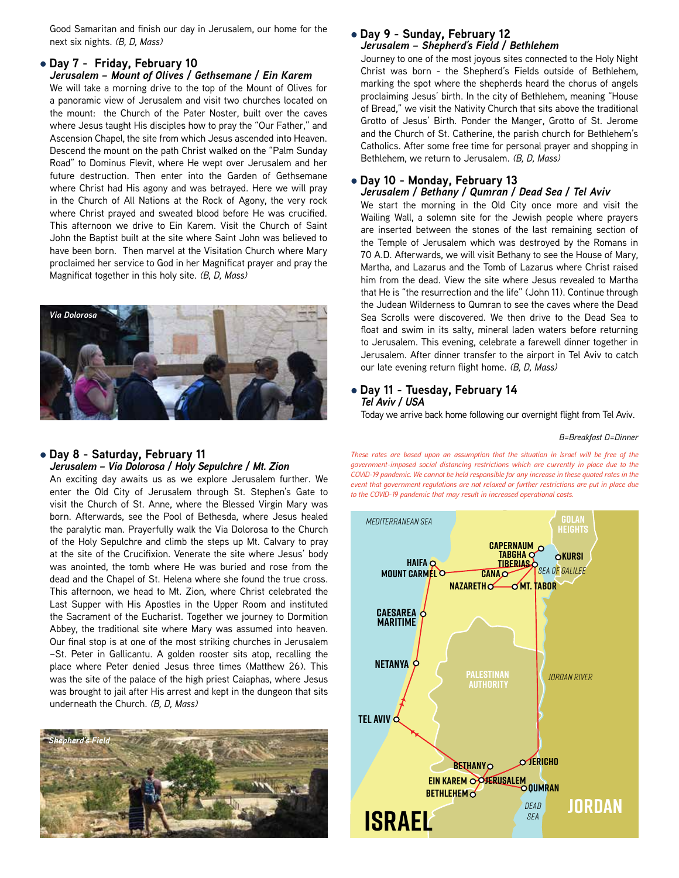Good Samaritan and finish our day in Jerusalem, our home for the next six nights. *(B, D, Mass)*

## • Day 7 - Friday, February 10

### *Jerusalem – Mount of Olives / Gethsemane / Ein Karem*

We will take a morning drive to the top of the Mount of Olives for a panoramic view of Jerusalem and visit two churches located on the mount: the Church of the Pater Noster, built over the caves where Jesus taught His disciples how to pray the "Our Father," and Ascension Chapel, the site from which Jesus ascended into Heaven. Descend the mount on the path Christ walked on the "Palm Sunday Road" to Dominus Flevit, where He wept over Jerusalem and her future destruction. Then enter into the Garden of Gethsemane where Christ had His agony and was betrayed. Here we will pray in the Church of All Nations at the Rock of Agony, the very rock where Christ prayed and sweated blood before He was crucified. This afternoon we drive to Ein Karem. Visit the Church of Saint John the Baptist built at the site where Saint John was believed to have been born. Then marvel at the Visitation Church where Mary proclaimed her service to God in her Magnificat prayer and pray the Magnificat together in this holy site. *(B, D, Mass)*

*Via Dolorosa*

## • Day 8 - Saturday, February 11

### *Jerusalem – Via Dolorosa / Holy Sepulchre / Mt. Zion*

An exciting day awaits us as we explore Jerusalem further. We enter the Old City of Jerusalem through St. Stephen's Gate to visit the Church of St. Anne, where the Blessed Virgin Mary was born. Afterwards, see the Pool of Bethesda, where Jesus healed the paralytic man. Prayerfully walk the Via Dolorosa to the Church of the Holy Sepulchre and climb the steps up Mt. Calvary to pray at the site of the Crucifixion. Venerate the site where Jesus' body was anointed, the tomb where He was buried and rose from the dead and the Chapel of St. Helena where she found the true cross. This afternoon, we head to Mt. Zion, where Christ celebrated the Last Supper with His Apostles in the Upper Room and instituted the Sacrament of the Eucharist. Together we journey to Dormition Abbey, the traditional site where Mary was assumed into heaven. Our final stop is at one of the most striking churches in Jerusalem –St. Peter in Gallicantu. A golden rooster sits atop, recalling the place where Peter denied Jesus three times (Matthew 26). This was the site of the palace of the high priest Caiaphas, where Jesus was brought to jail after His arrest and kept in the dungeon that sits underneath the Church. *(B, D, Mass)*

*Shepherd's Field*

## • Day 9 - Sunday, February 12

### *Jerusalem – Shepherd's Field / Bethlehem*

Journey to one of the most joyous sites connected to the Holy Night Christ was born - the Shepherd's Fields outside of Bethlehem, marking the spot where the shepherds heard the chorus of angels proclaiming Jesus' birth. In the city of Bethlehem, meaning "House of Bread," we visit the Nativity Church that sits above the traditional Grotto of Jesus' Birth. Ponder the Manger, Grotto of St. Jerome and the Church of St. Catherine, the parish church for Bethlehem's Catholics. After some free time for personal prayer and shopping in Bethlehem, we return to Jerusalem. *(B, D, Mass)*

## • Day 10 - Monday, February 13

### *Jerusalem / Bethany / Qumran / Dead Sea / Tel Aviv*

We start the morning in the Old City once more and visit the Wailing Wall, a solemn site for the Jewish people where prayers are inserted between the stones of the last remaining section of the Temple of Jerusalem which was destroyed by the Romans in 70 A.D. Afterwards, we will visit Bethany to see the House of Mary, Martha, and Lazarus and the Tomb of Lazarus where Christ raised him from the dead. View the site where Jesus revealed to Martha that He is "the resurrection and the life" (John 11). Continue through the Judean Wilderness to Qumran to see the caves where the Dead Sea Scrolls were discovered. We then drive to the Dead Sea to float and swim in its salty, mineral laden waters before returning to Jerusalem. This evening, celebrate a farewell dinner together in Jerusalem. After dinner transfer to the airport in Tel Aviv to catch our late evening return flight home. *(B, D, Mass)*

## • Day 11 - Tuesday, February 14

### *Tel Aviv / USA*

Today we arrive back home following our overnight flight from Tel Aviv.

*B=Breakfast D=Dinner*

*These rates are based upon an assumption that the situation in Israel will be free of the government-imposed social distancing restrictions which are currently in place due to the COVID-19 pandemic. We cannot be held responsible for any increase in these quoted rates in the event that government regulations are not relaxed or further restrictions are put in place due to the COVID-19 pandemic that may result in increased operational costs.*

MEDITERRANEAN SEA
GOLAN HEIGHTS
CAPERNAUM
TABGHA
KURSI
HAIFA
TIBERIAS
SEA OF GALILEE
MOUNT CARMEL
CANA
NAZARETH
MT. TABOR
CAESAREA MARITIME
NETANYA
PALESTINIAN AUTHORITY
JORDAN RIVER
TEL AVIV
JERICHO
BETHANY
EIN KAREM
JERUSALEM
QUMRAN
BETHLEHEM
DEAD SEA
JORDAN
ISRAEL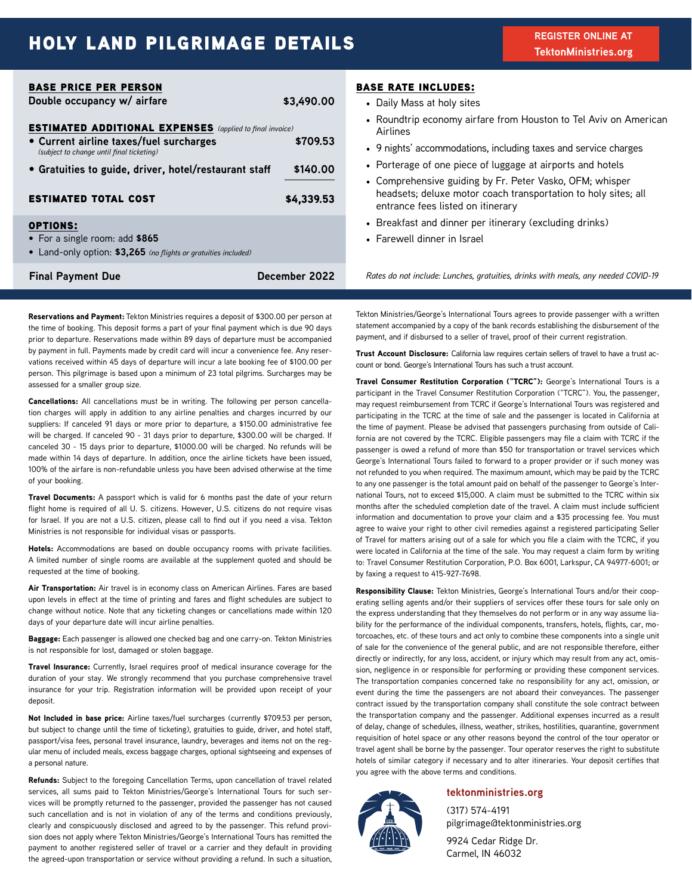# HOLY LAND PILGRIMAGE DETAILS

**REGISTER ONLINE AT TektonMinistries.org**

## BASE PRICE PER PERSON

| | |
|---|---|
| **Double occupancy w/ airfare** | **$3,490.00** |

**ESTIMATED ADDITIONAL EXPENSES** *(applied to final invoice)*

| | |
|---|---|
| **• Current airline taxes/fuel surcharges** *(subject to change until final ticketing)* | **$709.53** |
| **• Gratuities to guide, driver, hotel/restaurant staff** | **$140.00** |
| **ESTIMATED TOTAL COST** | **$4,339.53** |

**OPTIONS:**

- For a single room: add **$865**
- Land-only option: **$3,265** *(no flights or gratuities included)*

| | |
|---|---|
| **Final Payment Due** | **December 2022** |

## BASE RATE INCLUDES:

- Daily Mass at holy sites
- Roundtrip economy airfare from Houston to Tel Aviv on American Airlines
- 9 nights' accommodations, including taxes and service charges
- Porterage of one piece of luggage at airports and hotels
- Comprehensive guiding by Fr. Peter Vasko, OFM; whisper headsets; deluxe motor coach transportation to holy sites; all entrance fees listed on itinerary
- Breakfast and dinner per itinerary (excluding drinks)
- Farewell dinner in Israel

*Rates do not include: Lunches, gratuities, drinks with meals, any needed COVID-19*

**Reservations and Payment:** Tekton Ministries requires a deposit of $300.00 per person at the time of booking. This deposit forms a part of your final payment which is due 90 days prior to departure. Reservations made within 89 days of departure must be accompanied by payment in full. Payments made by credit card will incur a convenience fee. Any reservations received within 45 days of departure will incur a late booking fee of $100.00 per person. This pilgrimage is based upon a minimum of 23 total pilgrims. Surcharges may be assessed for a smaller group size.

**Cancellations:** All cancellations must be in writing. The following per person cancellation charges will apply in addition to any airline penalties and charges incurred by our suppliers: If canceled 91 days or more prior to departure, a $150.00 administrative fee will be charged. If canceled 90 - 31 days prior to departure, $300.00 will be charged. If canceled 30 - 15 days prior to departure, $1000.00 will be charged. No refunds will be made within 14 days of departure. In addition, once the airline tickets have been issued, 100% of the airfare is non-refundable unless you have been advised otherwise at the time of your booking.

**Travel Documents:** A passport which is valid for 6 months past the date of your return flight home is required of all U. S. citizens. However, U.S. citizens do not require visas for Israel. If you are not a U.S. citizen, please call to find out if you need a visa. Tekton Ministries is not responsible for individual visas or passports.

**Hotels:** Accommodations are based on double occupancy rooms with private facilities. A limited number of single rooms are available at the supplement quoted and should be requested at the time of booking.

**Air Transportation:** Air travel is in economy class on American Airlines. Fares are based upon levels in effect at the time of printing and fares and flight schedules are subject to change without notice. Note that any ticketing changes or cancellations made within 120 days of your departure date will incur airline penalties.

**Baggage:** Each passenger is allowed one checked bag and one carry-on. Tekton Ministries is not responsible for lost, damaged or stolen baggage.

**Travel Insurance:** Currently, Israel requires proof of medical insurance coverage for the duration of your stay. We strongly recommend that you purchase comprehensive travel insurance for your trip. Registration information will be provided upon receipt of your deposit.

**Not Included in base price:** Airline taxes/fuel surcharges (currently $709.53 per person, but subject to change until the time of ticketing), gratuities to guide, driver, and hotel staff, passport/visa fees, personal travel insurance, laundry, beverages and items not on the regular menu of included meals, excess baggage charges, optional sightseeing and expenses of a personal nature.

**Refunds:** Subject to the foregoing Cancellation Terms, upon cancellation of travel related services, all sums paid to Tekton Ministries/George's International Tours for such services will be promptly returned to the passenger, provided the passenger has not caused such cancellation and is not in violation of any of the terms and conditions previously, clearly and conspicuously disclosed and agreed to by the passenger. This refund provision does not apply where Tekton Ministries/George's International Tours has remitted the payment to another registered seller of travel or a carrier and they default in providing the agreed-upon transportation or service without providing a refund. In such a situation, Tekton Ministries/George's International Tours agrees to provide passenger with a written statement accompanied by a copy of the bank records establishing the disbursement of the payment, and if disbursed to a seller of travel, proof of their current registration.

**Trust Account Disclosure:** California law requires certain sellers of travel to have a trust account or bond. George's International Tours has such a trust account.

**Travel Consumer Restitution Corporation ("TCRC"):** George's International Tours is a participant in the Travel Consumer Restitution Corporation ("TCRC"). You, the passenger, may request reimbursement from TCRC if George's International Tours was registered and participating in the TCRC at the time of sale and the passenger is located in California at the time of payment. Please be advised that passengers purchasing from outside of California are not covered by the TCRC. Eligible passengers may file a claim with TCRC if the passenger is owed a refund of more than $50 for transportation or travel services which George's International Tours failed to forward to a proper provider or if such money was not refunded to you when required. The maximum amount, which may be paid by the TCRC to any one passenger is the total amount paid on behalf of the passenger to George's International Tours, not to exceed $15,000. A claim must be submitted to the TCRC within six months after the scheduled completion date of the travel. A claim must include sufficient information and documentation to prove your claim and a $35 processing fee. You must agree to waive your right to other civil remedies against a registered participating Seller of Travel for matters arising out of a sale for which you file a claim with the TCRC, if you were located in California at the time of the sale. You may request a claim form by writing to: Travel Consumer Restitution Corporation, P.O. Box 6001, Larkspur, CA 94977-6001; or by faxing a request to 415-927-7698.

**Responsibility Clause:** Tekton Ministries, George's International Tours and/or their cooperating selling agents and/or their suppliers of services offer these tours for sale only on the express understanding that they themselves do not perform or in any way assume liability for the performance of the individual components, transfers, hotels, flights, car, motorcoaches, etc. of these tours and act only to combine these components into a single unit of sale for the convenience of the general public, and are not responsible therefore, either directly or indirectly, for any loss, accident, or injury which may result from any act, omission, negligence in or responsible for performing or providing these component services. The transportation companies concerned take no responsibility for any act, omission, or event during the time the passengers are not aboard their conveyances. The passenger contract issued by the transportation company shall constitute the sole contract between the transportation company and the passenger. Additional expenses incurred as a result of delay, change of schedules, illness, weather, strikes, hostilities, quarantine, government requisition of hotel space or any other reasons beyond the control of the tour operator or travel agent shall be borne by the passenger. Tour operator reserves the right to substitute hotels of similar category if necessary and to alter itineraries. Your deposit certifies that you agree with the above terms and conditions.

**tektonministries.org**

(317) 574-4191
pilgrimage@tektonministries.org

9924 Cedar Ridge Dr.
Carmel, IN 46032